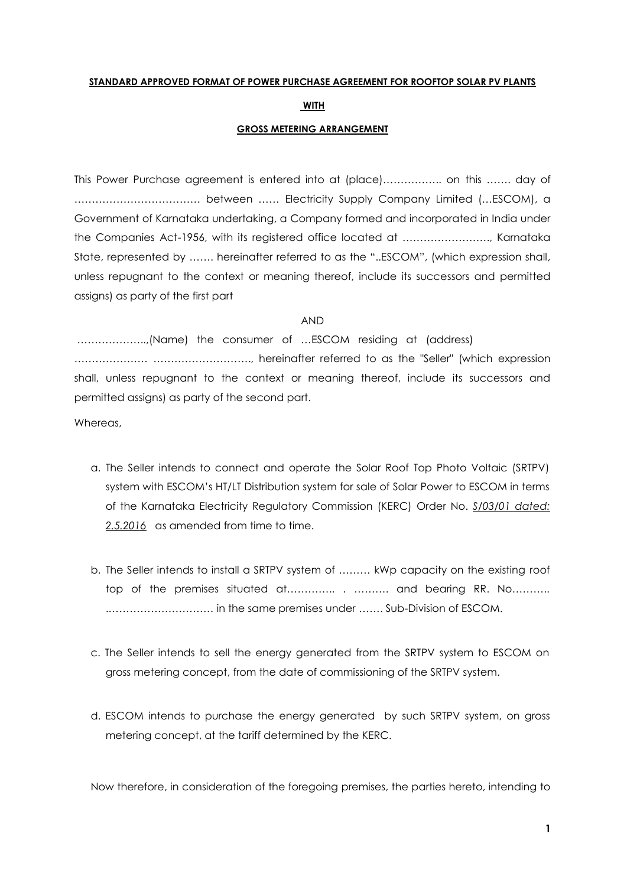**STANDARD APPROVED FORMAT OF POWER PURCHASE AGREEMENT FOR ROOFTOP SOLAR PV PLANTS**

**WITH**

**GROSS METERING ARRANGEMENT**

This Power Purchase agreement is entered into at (place)…………….. on this ……. day of ……………………………… between …… Electricity Supply Company Limited (…ESCOM), a Government of Karnataka undertaking, a Company formed and incorporated in India under the Companies Act-1956, with its registered office located at ……………………., Karnataka State, represented by ……. hereinafter referred to as the "..ESCOM", (which expression shall, unless repugnant to the context or meaning thereof, include its successors and permitted assigns) as party of the first part

AND

………………..,(Name) the consumer of …ESCOM residing at (address) ………………… ………………………., hereinafter referred to as the "Seller" (which expression shall, unless repugnant to the context or meaning thereof, include its successors and permitted assigns) as party of the second part.

Whereas,

a. The Seller intends to connect and operate the Solar Roof Top Photo Voltaic (SRTPV) system with ESCOM's HT/LT Distribution system for sale of Solar Power to ESCOM in terms of the Karnataka Electricity Regulatory Commission (KERC) Order No. *S/03/01 dated: 2.5.2016* as amended from time to time.

b. The Seller intends to install a SRTPV system of ……… kWp capacity on the existing roof top of the premises situated at………….. . ………. and bearing RR. No……….. ..………………………… in the same premises under ……. Sub-Division of ESCOM.

c. The Seller intends to sell the energy generated from the SRTPV system to ESCOM on gross metering concept, from the date of commissioning of the SRTPV system.

d. ESCOM intends to purchase the energy generated by such SRTPV system, on gross metering concept, at the tariff determined by the KERC.

Now therefore, in consideration of the foregoing premises, the parties hereto, intending to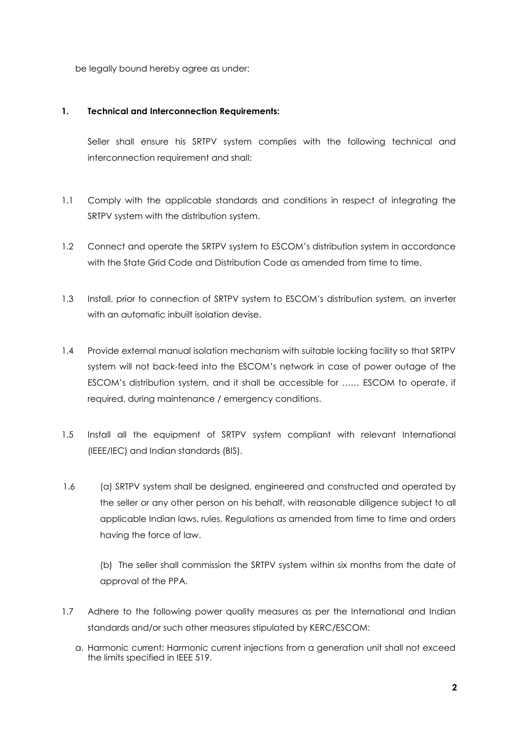be legally bound hereby agree as under:

**1. Technical and Interconnection Requirements:**

Seller shall ensure his SRTPV system complies with the following technical and interconnection requirement and shall:

1.1 Comply with the applicable standards and conditions in respect of integrating the SRTPV system with the distribution system.

1.2 Connect and operate the SRTPV system to ESCOM's distribution system in accordance with the State Grid Code and Distribution Code as amended from time to time.

1.3 Install, prior to connection of SRTPV system to ESCOM's distribution system, an inverter with an automatic inbuilt isolation devise.

1.4 Provide external manual isolation mechanism with suitable locking facility so that SRTPV system will not back-feed into the ESCOM's network in case of power outage of the ESCOM's distribution system, and it shall be accessible for …… ESCOM to operate, if required, during maintenance / emergency conditions.

1.5 Install all the equipment of SRTPV system compliant with relevant International (IEEE/IEC) and Indian standards (BIS).

1.6 (a) SRTPV system shall be designed, engineered and constructed and operated by the seller or any other person on his behalf, with reasonable diligence subject to all applicable Indian laws, rules, Regulations as amended from time to time and orders having the force of law.

(b) The seller shall commission the SRTPV system within six months from the date of approval of the PPA.

1.7 Adhere to the following power quality measures as per the International and Indian standards and/or such other measures stipulated by KERC/ESCOM:

a. Harmonic current: Harmonic current injections from a generation unit shall not exceed the limits specified in IEEE 519.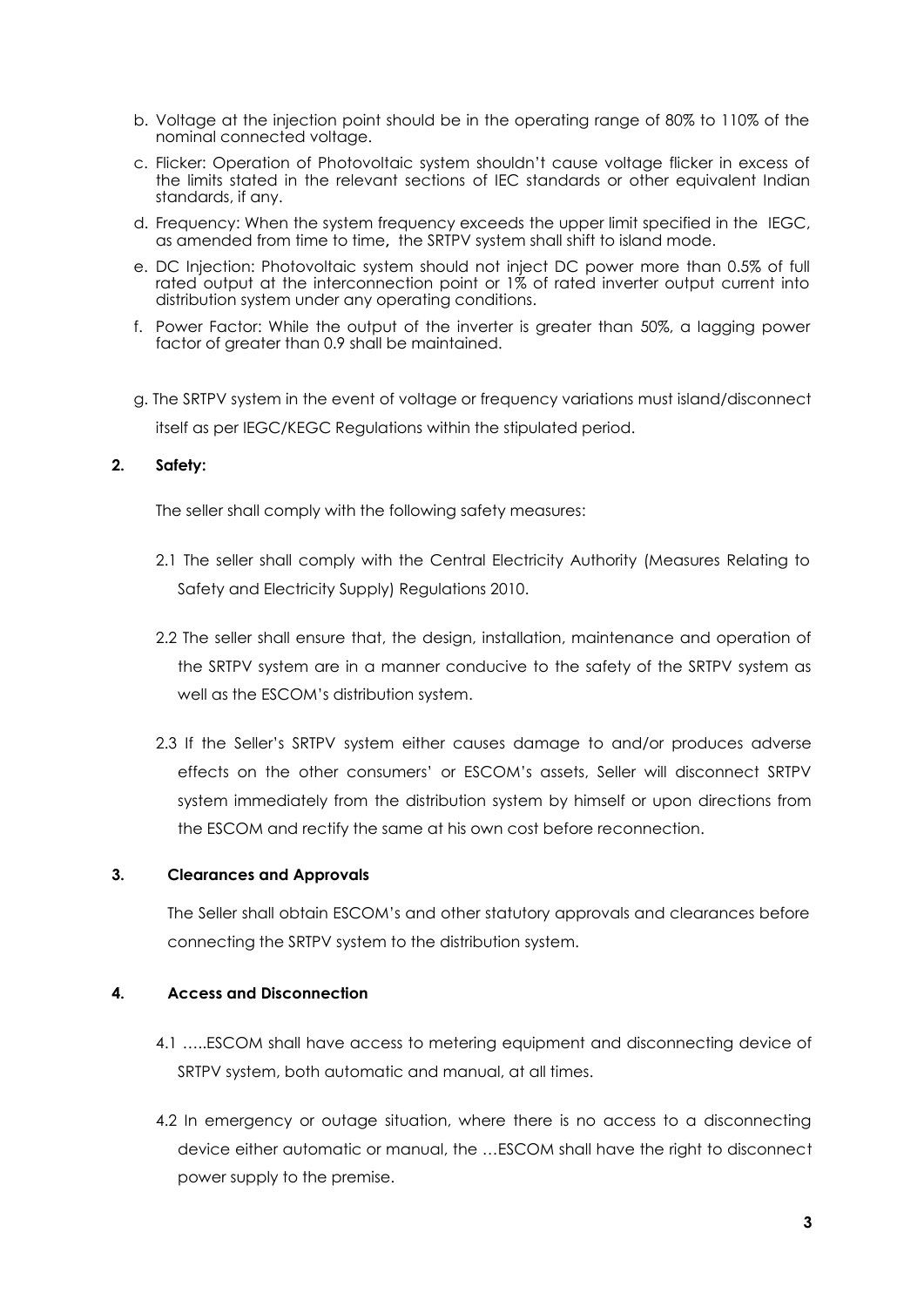b. Voltage at the injection point should be in the operating range of 80% to 110% of the nominal connected voltage.

c. Flicker: Operation of Photovoltaic system shouldn't cause voltage flicker in excess of the limits stated in the relevant sections of IEC standards or other equivalent Indian standards, if any.

d. Frequency: When the system frequency exceeds the upper limit specified in the IEGC, as amended from time to time**,** the SRTPV system shall shift to island mode.

e. DC Injection: Photovoltaic system should not inject DC power more than 0.5% of full rated output at the interconnection point or 1% of rated inverter output current into distribution system under any operating conditions.

f. Power Factor: While the output of the inverter is greater than 50%, a lagging power factor of greater than 0.9 shall be maintained.

g. The SRTPV system in the event of voltage or frequency variations must island/disconnect itself as per IEGC/KEGC Regulations within the stipulated period.

**2. Safety:**

The seller shall comply with the following safety measures:

2.1 The seller shall comply with the Central Electricity Authority (Measures Relating to Safety and Electricity Supply) Regulations 2010.

2.2 The seller shall ensure that, the design, installation, maintenance and operation of the SRTPV system are in a manner conducive to the safety of the SRTPV system as well as the ESCOM's distribution system.

2.3 If the Seller's SRTPV system either causes damage to and/or produces adverse effects on the other consumers' or ESCOM's assets, Seller will disconnect SRTPV system immediately from the distribution system by himself or upon directions from the ESCOM and rectify the same at his own cost before reconnection.

**3. Clearances and Approvals**

The Seller shall obtain ESCOM's and other statutory approvals and clearances before connecting the SRTPV system to the distribution system.

**4. Access and Disconnection**

4.1 …..ESCOM shall have access to metering equipment and disconnecting device of SRTPV system, both automatic and manual, at all times.

4.2 In emergency or outage situation, where there is no access to a disconnecting device either automatic or manual, the …ESCOM shall have the right to disconnect power supply to the premise.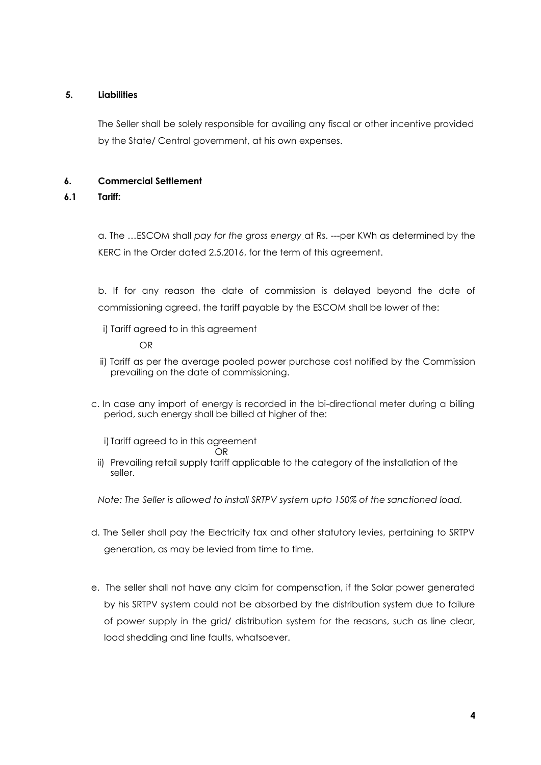**5. Liabilities**

The Seller shall be solely responsible for availing any fiscal or other incentive provided by the State/ Central government, at his own expenses.

**6. Commercial Settlement**

**6.1 Tariff:**

a. The …ESCOM shall *pay for the gross energy* at Rs. ---per KWh as determined by the KERC in the Order dated 2.5.2016, for the term of this agreement.

b. If for any reason the date of commission is delayed beyond the date of commissioning agreed, the tariff payable by the ESCOM shall be lower of the:

i) Tariff agreed to in this agreement

OR

ii) Tariff as per the average pooled power purchase cost notified by the Commission prevailing on the date of commissioning.

c. In case any import of energy is recorded in the bi-directional meter during a billing period, such energy shall be billed at higher of the:

i) Tariff agreed to in this agreement

OR

ii) Prevailing retail supply tariff applicable to the category of the installation of the seller.

*Note: The Seller is allowed to install SRTPV system upto 150% of the sanctioned load.*

d. The Seller shall pay the Electricity tax and other statutory levies, pertaining to SRTPV generation, as may be levied from time to time.

e. The seller shall not have any claim for compensation, if the Solar power generated by his SRTPV system could not be absorbed by the distribution system due to failure of power supply in the grid/ distribution system for the reasons, such as line clear, load shedding and line faults, whatsoever.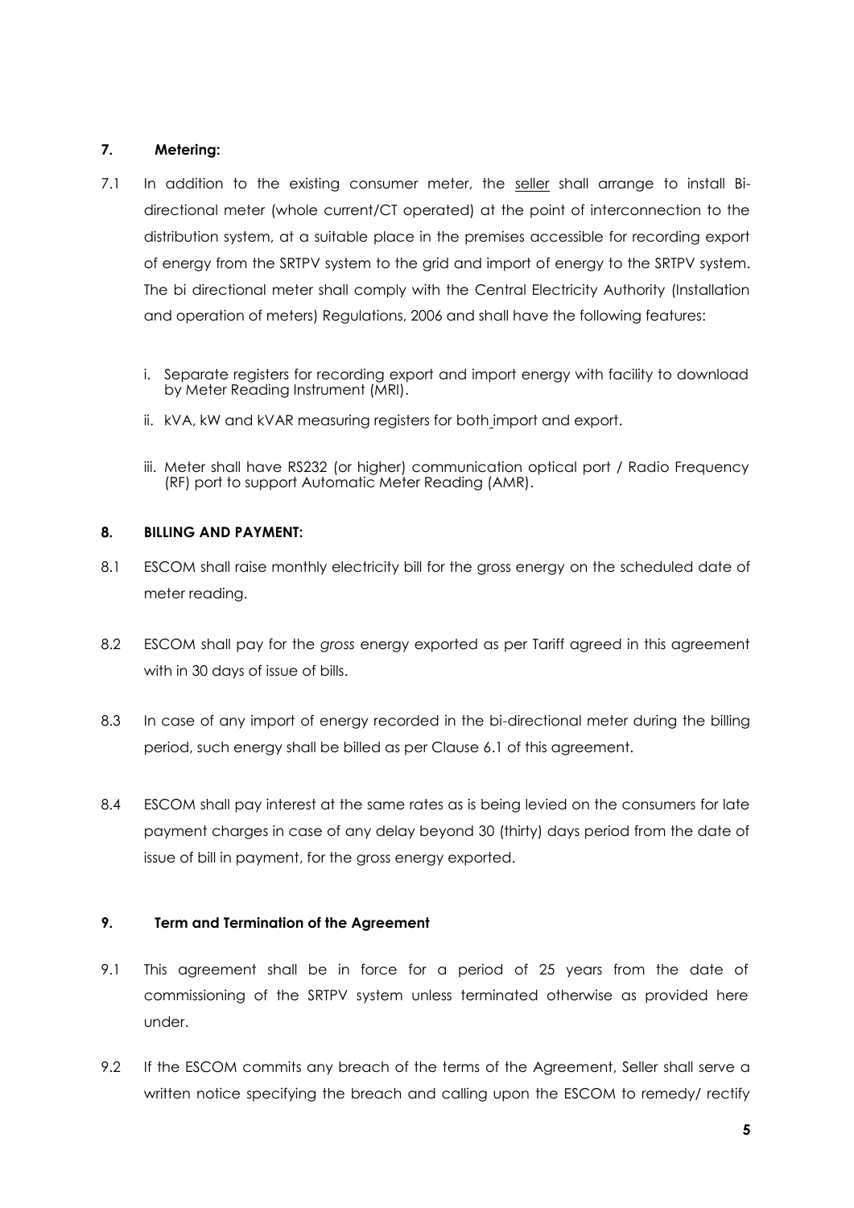**7. Metering:**

7.1 In addition to the existing consumer meter, the seller shall arrange to install Bi-directional meter (whole current/CT operated) at the point of interconnection to the distribution system, at a suitable place in the premises accessible for recording export of energy from the SRTPV system to the grid and import of energy to the SRTPV system. The bi directional meter shall comply with the Central Electricity Authority (Installation and operation of meters) Regulations, 2006 and shall have the following features:

i. Separate registers for recording export and import energy with facility to download by Meter Reading Instrument (MRI).

ii. kVA, kW and kVAR measuring registers for both import and export.

iii. Meter shall have RS232 (or higher) communication optical port / Radio Frequency (RF) port to support Automatic Meter Reading (AMR).

**8. BILLING AND PAYMENT:**

8.1 ESCOM shall raise monthly electricity bill for the gross energy on the scheduled date of meter reading.

8.2 ESCOM shall pay for the *gross* energy exported as per Tariff agreed in this agreement with in 30 days of issue of bills.

8.3 In case of any import of energy recorded in the bi-directional meter during the billing period, such energy shall be billed as per Clause 6.1 of this agreement.

8.4 ESCOM shall pay interest at the same rates as is being levied on the consumers for late payment charges in case of any delay beyond 30 (thirty) days period from the date of issue of bill in payment, for the gross energy exported.

**9. Term and Termination of the Agreement**

9.1 This agreement shall be in force for a period of 25 years from the date of commissioning of the SRTPV system unless terminated otherwise as provided here under.

9.2 If the ESCOM commits any breach of the terms of the Agreement, Seller shall serve a written notice specifying the breach and calling upon the ESCOM to remedy/ rectify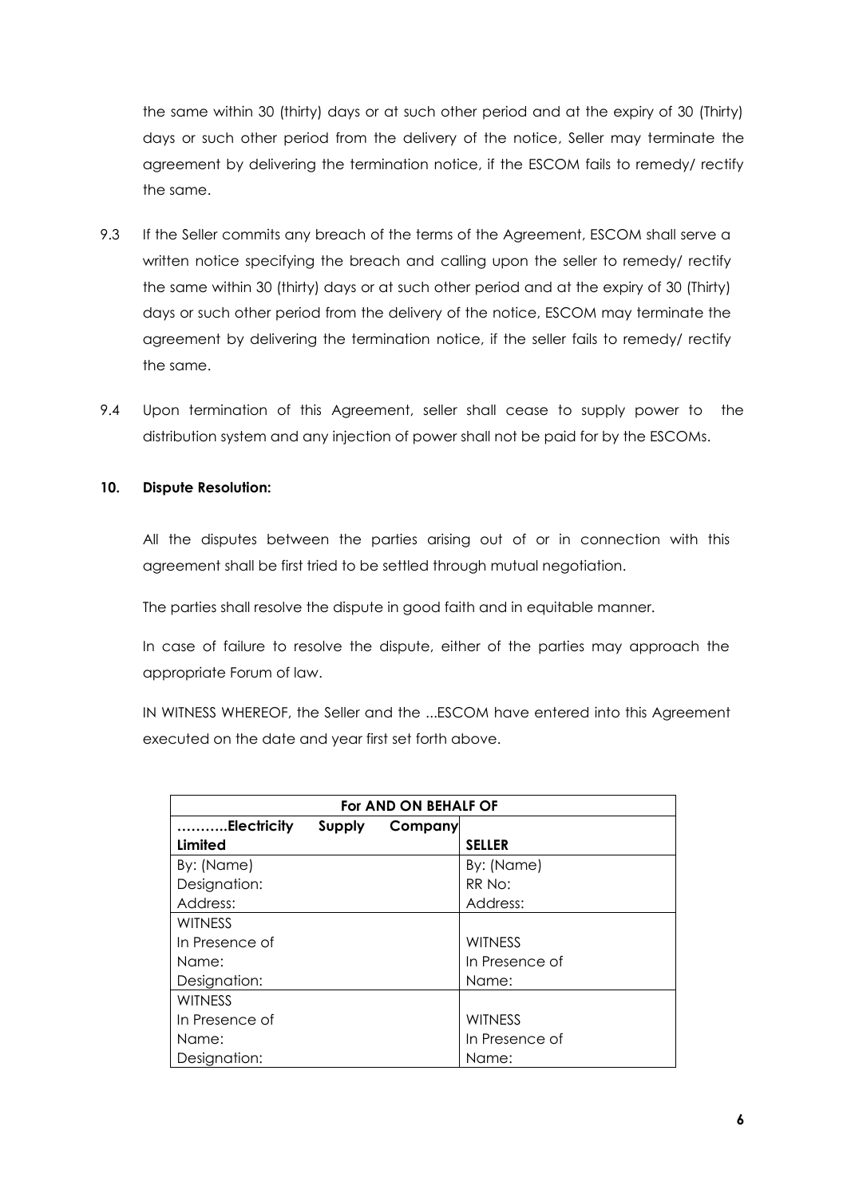the same within 30 (thirty) days or at such other period and at the expiry of 30 (Thirty) days or such other period from the delivery of the notice, Seller may terminate the agreement by delivering the termination notice, if the ESCOM fails to remedy/ rectify the same.

9.3 If the Seller commits any breach of the terms of the Agreement, ESCOM shall serve a written notice specifying the breach and calling upon the seller to remedy/ rectify the same within 30 (thirty) days or at such other period and at the expiry of 30 (Thirty) days or such other period from the delivery of the notice, ESCOM may terminate the agreement by delivering the termination notice, if the seller fails to remedy/ rectify the same.

9.4 Upon termination of this Agreement, seller shall cease to supply power to the distribution system and any injection of power shall not be paid for by the ESCOMs.

**10. Dispute Resolution:**

All the disputes between the parties arising out of or in connection with this agreement shall be first tried to be settled through mutual negotiation.

The parties shall resolve the dispute in good faith and in equitable manner.

In case of failure to resolve the dispute, either of the parties may approach the appropriate Forum of law.

IN WITNESS WHEREOF, the Seller and the ...ESCOM have entered into this Agreement executed on the date and year first set forth above.

| **For AND ON BEHALF OF** | |
|---|---|
| **……….Electricity Supply Company Limited** | **SELLER** |
| By: (Name)<br>Designation:<br>Address: | By: (Name)<br>RR No:<br>Address: |
| WITNESS<br>In Presence of<br>Name:<br>Designation: | WITNESS<br>In Presence of<br>Name: |
| WITNESS<br>In Presence of<br>Name:<br>Designation: | WITNESS<br>In Presence of<br>Name: |